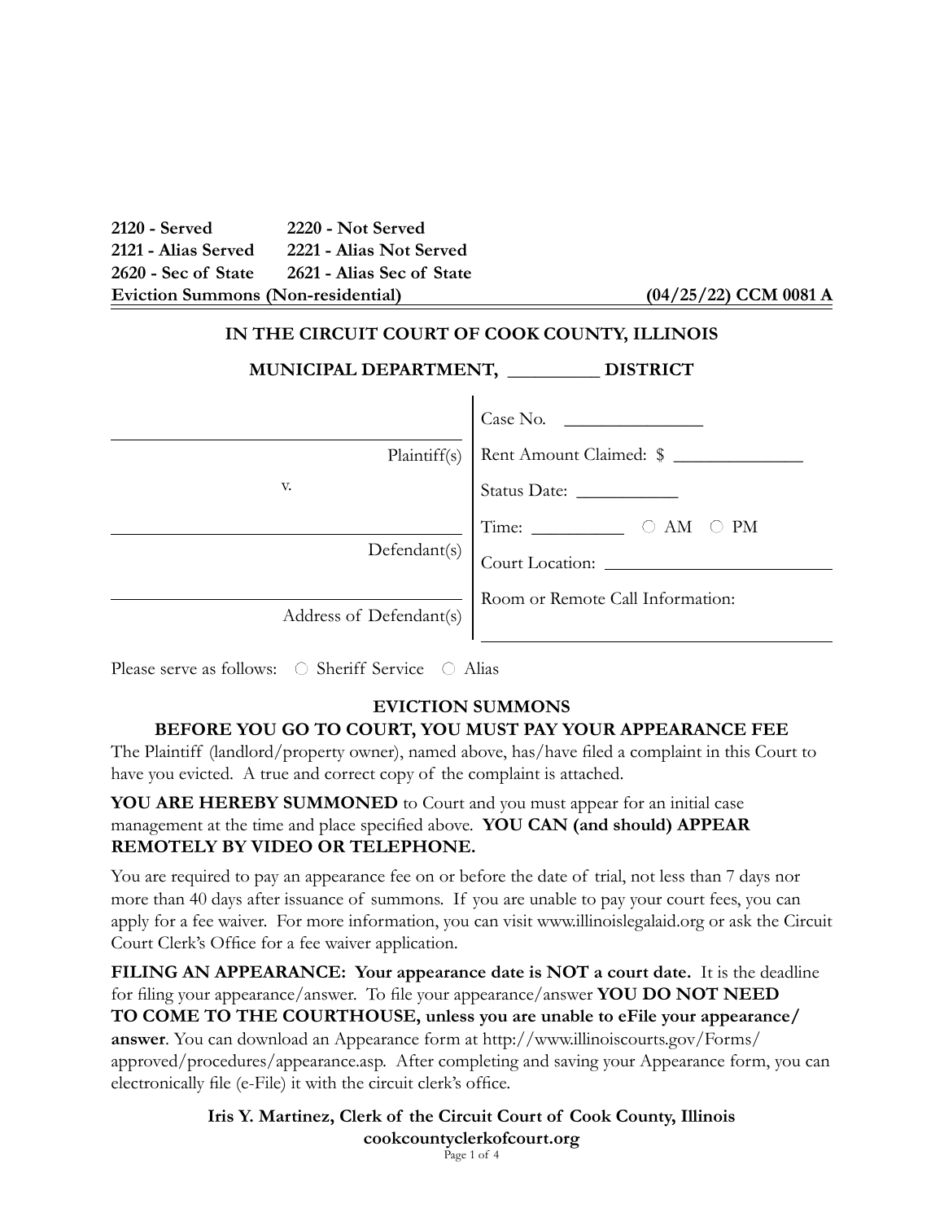**2120 - Served** **2220 - Not Served**
**2121 - Alias Served** **2221 - Alias Not Served**
**2620 - Sec of State** **2621 - Alias Sec of State**
**Eviction Summons (Non-residential)** **(04/25/22) CCM 0081 A**

## IN THE CIRCUIT COURT OF COOK COUNTY, ILLINOIS

## MUNICIPAL DEPARTMENT, _________ DISTRICT

| | |
|---|---|
| ______________________ Plaintiff(s) | Case No. _______________ |
| v. | Rent Amount Claimed: $ ______________ |
| | Status Date: ___________ |
| ______________________ Defendant(s) | Time: __________ ○ AM ○ PM |
| | Court Location: ______________________ |
| ______________________ Address of Defendant(s) | Room or Remote Call Information: ______________________ |

Please serve as follows: ○ Sheriff Service ○ Alias

### EVICTION SUMMONS
### BEFORE YOU GO TO COURT, YOU MUST PAY YOUR APPEARANCE FEE

The Plaintiff (landlord/property owner), named above, has/have filed a complaint in this Court to have you evicted. A true and correct copy of the complaint is attached.

**YOU ARE HEREBY SUMMONED** to Court and you must appear for an initial case management at the time and place specified above. **YOU CAN (and should) APPEAR REMOTELY BY VIDEO OR TELEPHONE.**

You are required to pay an appearance fee on or before the date of trial, not less than 7 days nor more than 40 days after issuance of summons. If you are unable to pay your court fees, you can apply for a fee waiver. For more information, you can visit www.illinoislegalaid.org or ask the Circuit Court Clerk's Office for a fee waiver application.

**FILING AN APPEARANCE: Your appearance date is NOT a court date.** It is the deadline for filing your appearance/answer. To file your appearance/answer **YOU DO NOT NEED TO COME TO THE COURTHOUSE, unless you are unable to eFile your appearance/ answer**. You can download an Appearance form at http://www.illinoiscourts.gov/Forms/ approved/procedures/appearance.asp. After completing and saving your Appearance form, you can electronically file (e-File) it with the circuit clerk's office.

**Iris Y. Martinez, Clerk of the Circuit Court of Cook County, Illinois**
**cookcountyclerkofcourt.org**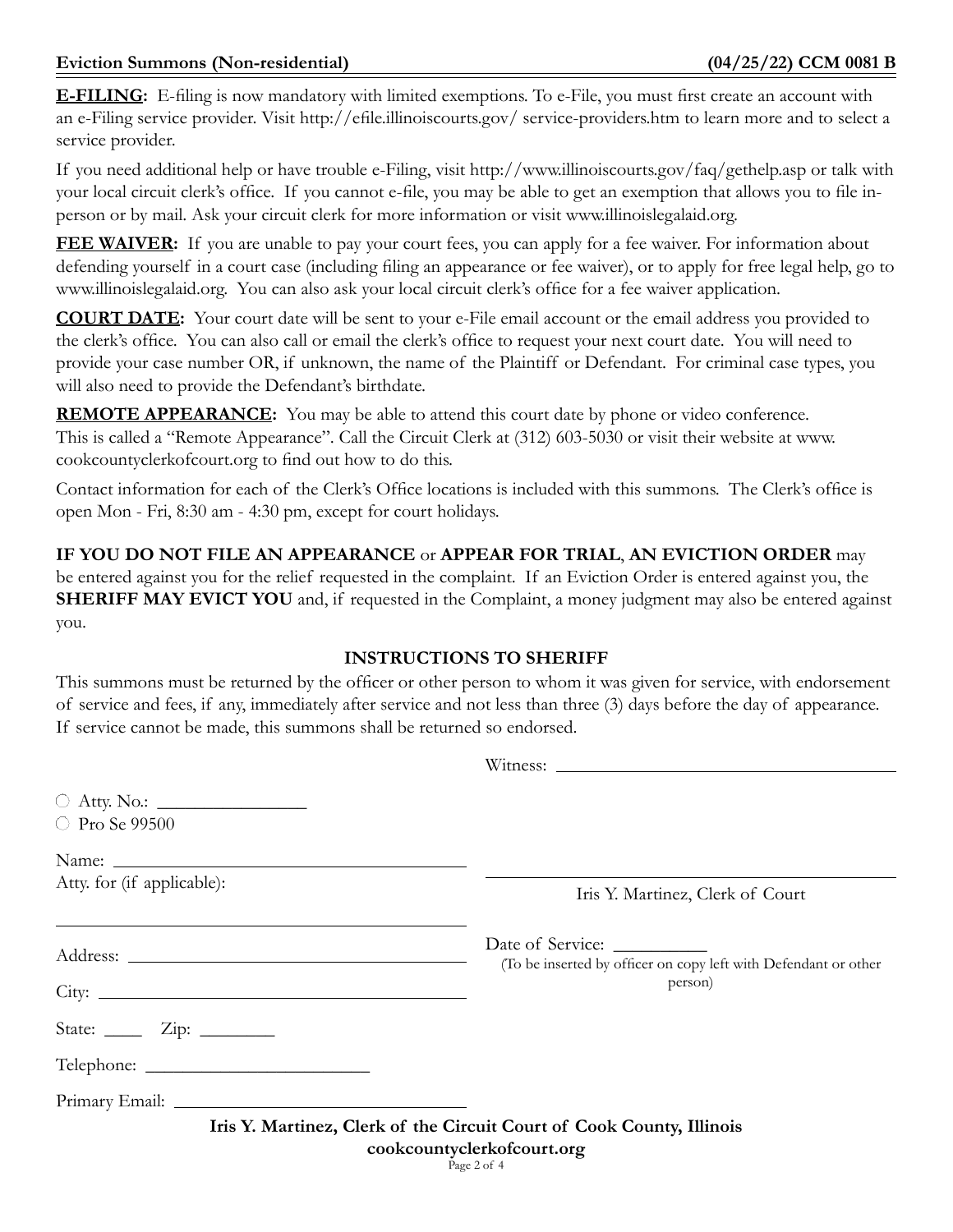**E-FILING:** E-filing is now mandatory with limited exemptions. To e-File, you must first create an account with an e-Filing service provider. Visit http://efile.illinoiscourts.gov/ service-providers.htm to learn more and to select a service provider.

If you need additional help or have trouble e-Filing, visit http://www.illinoiscourts.gov/faq/gethelp.asp or talk with your local circuit clerk's office. If you cannot e-file, you may be able to get an exemption that allows you to file in-person or by mail. Ask your circuit clerk for more information or visit www.illinoislegalaid.org.

**FEE WAIVER:** If you are unable to pay your court fees, you can apply for a fee waiver. For information about defending yourself in a court case (including filing an appearance or fee waiver), or to apply for free legal help, go to www.illinoislegalaid.org. You can also ask your local circuit clerk's office for a fee waiver application.

**COURT DATE:** Your court date will be sent to your e-File email account or the email address you provided to the clerk's office. You can also call or email the clerk's office to request your next court date. You will need to provide your case number OR, if unknown, the name of the Plaintiff or Defendant. For criminal case types, you will also need to provide the Defendant's birthdate.

**REMOTE APPEARANCE:** You may be able to attend this court date by phone or video conference. This is called a "Remote Appearance". Call the Circuit Clerk at (312) 603-5030 or visit their website at www.cookcountyclerkofcourt.org to find out how to do this.

Contact information for each of the Clerk's Office locations is included with this summons. The Clerk's office is open Mon - Fri, 8:30 am - 4:30 pm, except for court holidays.

**IF YOU DO NOT FILE AN APPEARANCE** or **APPEAR FOR TRIAL**, **AN EVICTION ORDER** may be entered against you for the relief requested in the complaint. If an Eviction Order is entered against you, the **SHERIFF MAY EVICT YOU** and, if requested in the Complaint, a money judgment may also be entered against you.

### INSTRUCTIONS TO SHERIFF

This summons must be returned by the officer or other person to whom it was given for service, with endorsement of service and fees, if any, immediately after service and not less than three (3) days before the day of appearance. If service cannot be made, this summons shall be returned so endorsed.

Witness: ______________________

○ Atty. No.: ______________
○ Pro Se 99500

Name: ______________________

Atty. for (if applicable):

______________________

______________________
Iris Y. Martinez, Clerk of Court

Address: ______________________

City: ______________________

State: ____ Zip: ________

Telephone: ______________________

Primary Email: ______________________

Date of Service: __________
(To be inserted by officer on copy left with Defendant or other person)

**Iris Y. Martinez, Clerk of the Circuit Court of Cook County, Illinois**
**cookcountyclerkofcourt.org**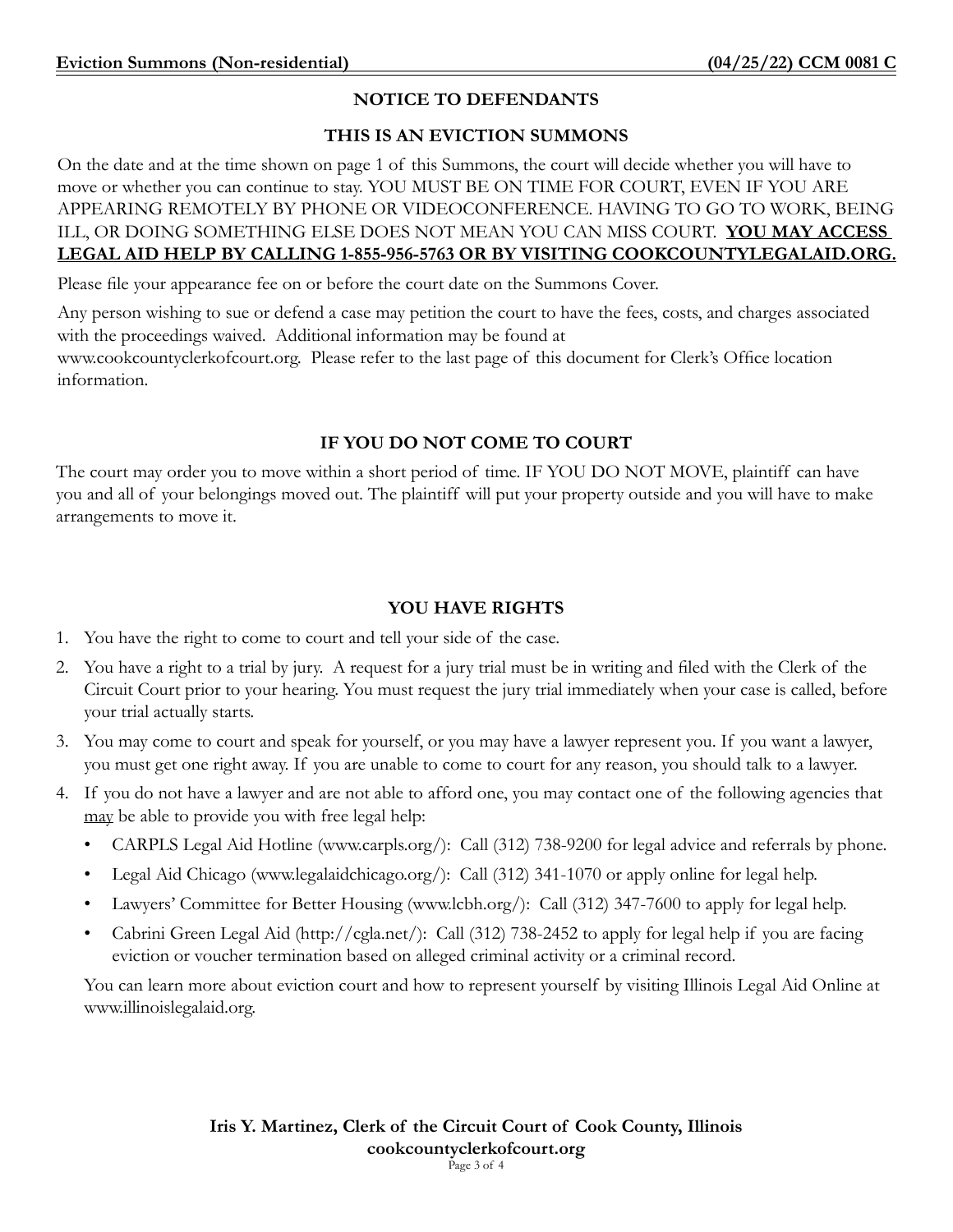## NOTICE TO DEFENDANTS

## THIS IS AN EVICTION SUMMONS

On the date and at the time shown on page 1 of this Summons, the court will decide whether you will have to move or whether you can continue to stay. YOU MUST BE ON TIME FOR COURT, EVEN IF YOU ARE APPEARING REMOTELY BY PHONE OR VIDEOCONFERENCE. HAVING TO GO TO WORK, BEING ILL, OR DOING SOMETHING ELSE DOES NOT MEAN YOU CAN MISS COURT. **YOU MAY ACCESS LEGAL AID HELP BY CALLING 1-855-956-5763 OR BY VISITING COOKCOUNTYLEGALAID.ORG.**

Please file your appearance fee on or before the court date on the Summons Cover.

Any person wishing to sue or defend a case may petition the court to have the fees, costs, and charges associated with the proceedings waived. Additional information may be found at www.cookcountyclerkofcourt.org. Please refer to the last page of this document for Clerk's Office location information.

## IF YOU DO NOT COME TO COURT

The court may order you to move within a short period of time. IF YOU DO NOT MOVE, plaintiff can have you and all of your belongings moved out. The plaintiff will put your property outside and you will have to make arrangements to move it.

## YOU HAVE RIGHTS

1. You have the right to come to court and tell your side of the case.
2. You have a right to a trial by jury. A request for a jury trial must be in writing and filed with the Clerk of the Circuit Court prior to your hearing. You must request the jury trial immediately when your case is called, before your trial actually starts.
3. You may come to court and speak for yourself, or you may have a lawyer represent you. If you want a lawyer, you must get one right away. If you are unable to come to court for any reason, you should talk to a lawyer.
4. If you do not have a lawyer and are not able to afford one, you may contact one of the following agencies that may be able to provide you with free legal help:
   - CARPLS Legal Aid Hotline (www.carpls.org/): Call (312) 738-9200 for legal advice and referrals by phone.
   - Legal Aid Chicago (www.legalaidchicago.org/): Call (312) 341-1070 or apply online for legal help.
   - Lawyers' Committee for Better Housing (www.lcbh.org/): Call (312) 347-7600 to apply for legal help.
   - Cabrini Green Legal Aid (http://cgla.net/): Call (312) 738-2452 to apply for legal help if you are facing eviction or voucher termination based on alleged criminal activity or a criminal record.

   You can learn more about eviction court and how to represent yourself by visiting Illinois Legal Aid Online at www.illinoislegalaid.org.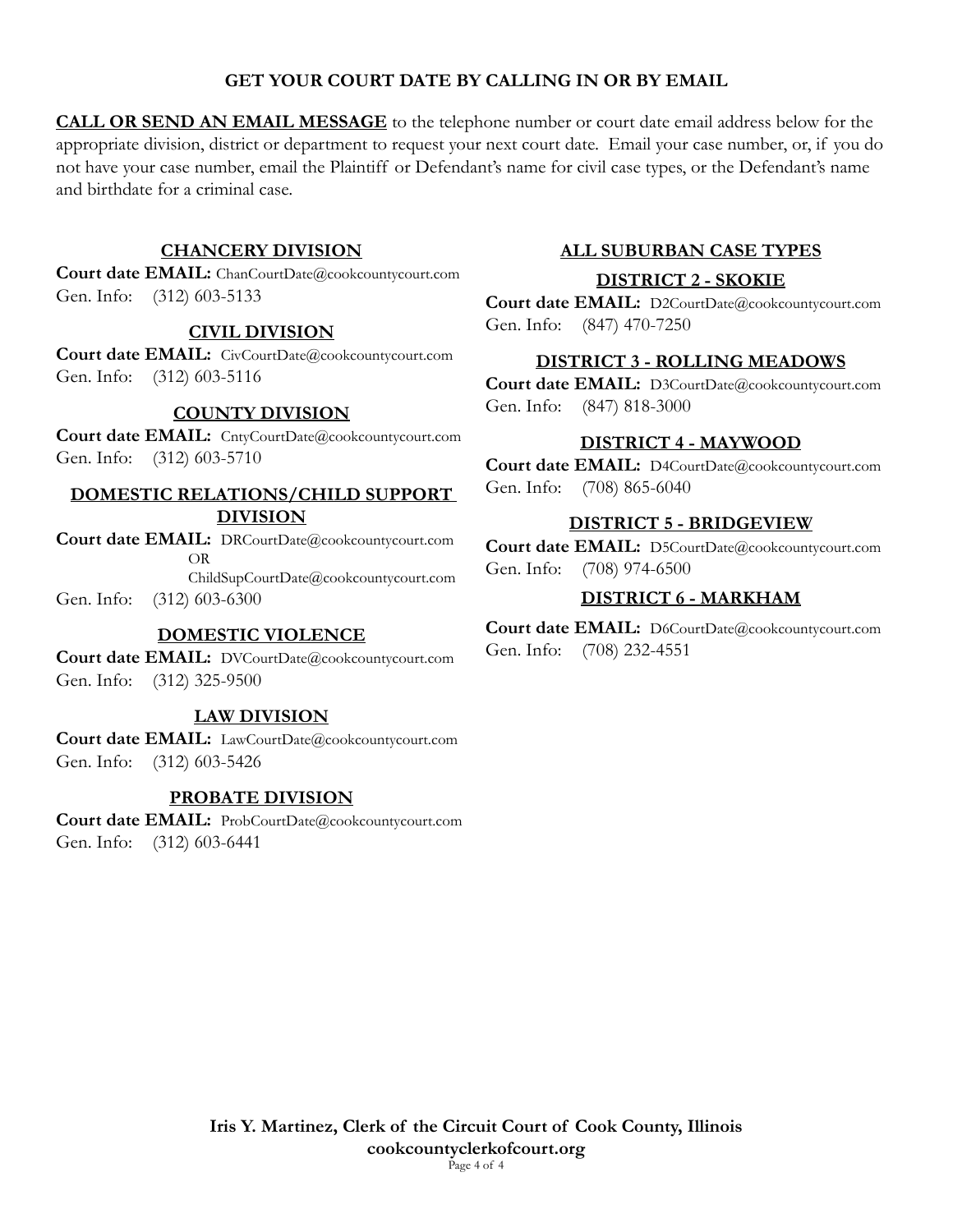## GET YOUR COURT DATE BY CALLING IN OR BY EMAIL

**CALL OR SEND AN EMAIL MESSAGE** to the telephone number or court date email address below for the appropriate division, district or department to request your next court date. Email your case number, or, if you do not have your case number, email the Plaintiff or Defendant's name for civil case types, or the Defendant's name and birthdate for a criminal case.

### CHANCERY DIVISION

**Court date EMAIL:** ChanCourtDate@cookcountycourt.com
Gen. Info: (312) 603-5133

### CIVIL DIVISION

**Court date EMAIL:** CivCourtDate@cookcountycourt.com
Gen. Info: (312) 603-5116

### COUNTY DIVISION

**Court date EMAIL:** CntyCourtDate@cookcountycourt.com
Gen. Info: (312) 603-5710

### DOMESTIC RELATIONS/CHILD SUPPORT DIVISION

**Court date EMAIL:** DRCourtDate@cookcountycourt.com
OR
ChildSupCourtDate@cookcountycourt.com
Gen. Info: (312) 603-6300

### DOMESTIC VIOLENCE

**Court date EMAIL:** DVCourtDate@cookcountycourt.com
Gen. Info: (312) 325-9500

### LAW DIVISION

**Court date EMAIL:** LawCourtDate@cookcountycourt.com
Gen. Info: (312) 603-5426

### PROBATE DIVISION

**Court date EMAIL:** ProbCourtDate@cookcountycourt.com
Gen. Info: (312) 603-6441

### ALL SUBURBAN CASE TYPES

### DISTRICT 2 - SKOKIE

**Court date EMAIL:** D2CourtDate@cookcountycourt.com
Gen. Info: (847) 470-7250

### DISTRICT 3 - ROLLING MEADOWS

**Court date EMAIL:** D3CourtDate@cookcountycourt.com
Gen. Info: (847) 818-3000

### DISTRICT 4 - MAYWOOD

**Court date EMAIL:** D4CourtDate@cookcountycourt.com
Gen. Info: (708) 865-6040

### DISTRICT 5 - BRIDGEVIEW

**Court date EMAIL:** D5CourtDate@cookcountycourt.com
Gen. Info: (708) 974-6500

### DISTRICT 6 - MARKHAM

**Court date EMAIL:** D6CourtDate@cookcountycourt.com
Gen. Info: (708) 232-4551

**Iris Y. Martinez, Clerk of the Circuit Court of Cook County, Illinois**
**cookcountyclerkofcourt.org**